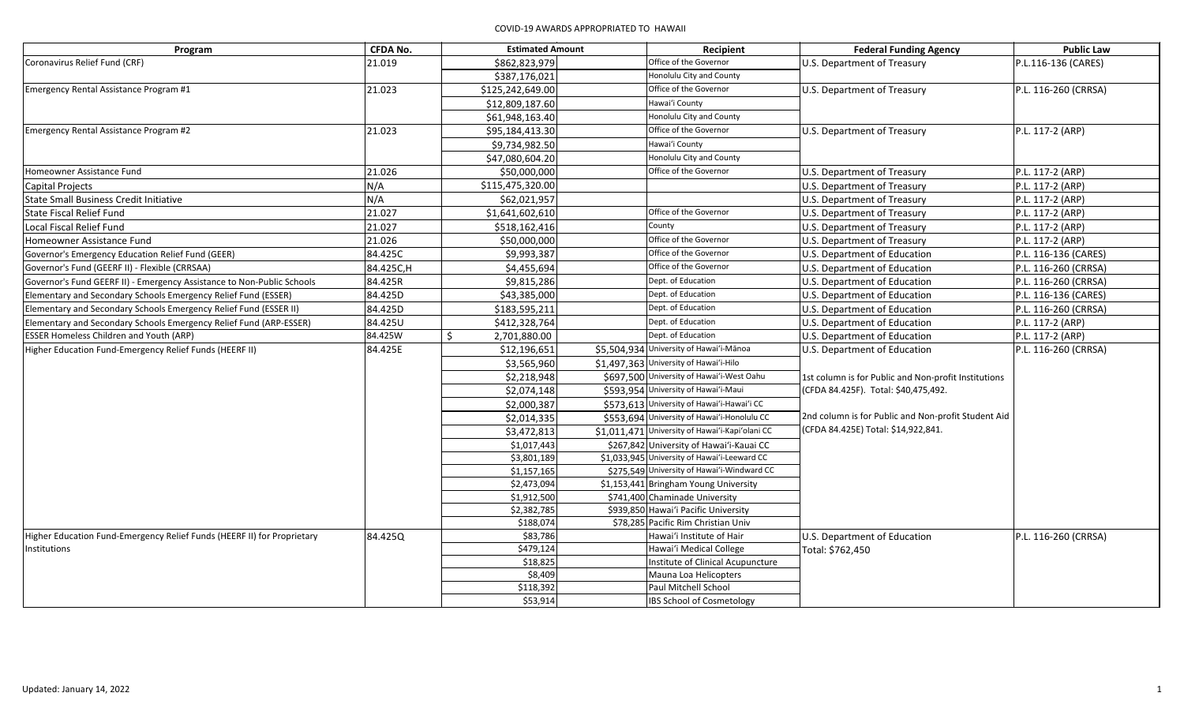# COVID-19 AWARDS APPROPRIATED TO HAWAII

| Program | CFDA No. | Estimated Amount | | Recipient | Federal Funding Agency | Public Law |
|---|---|---|---|---|---|---|
| Coronavirus Relief Fund (CRF) | 21.019 | $862,823,979 | | Office of the Governor | U.S. Department of Treasury | P.L.116-136 (CARES) |
| | | $387,176,021 | | Honolulu City and County | | |
| Emergency Rental Assistance Program #1 | 21.023 | $125,242,649.00 | | Office of the Governor | U.S. Department of Treasury | P.L. 116-260 (CRRSA) |
| | | $12,809,187.60 | | Hawai'i County | | |
| | | $61,948,163.40 | | Honolulu City and County | | |
| Emergency Rental Assistance Program #2 | 21.023 | $95,184,413.30 | | Office of the Governor | U.S. Department of Treasury | P.L. 117-2 (ARP) |
| | | $9,734,982.50 | | Hawai'i County | | |
| | | $47,080,604.20 | | Honolulu City and County | | |
| Homeowner Assistance Fund | 21.026 | $50,000,000 | | Office of the Governor | U.S. Department of Treasury | P.L. 117-2 (ARP) |
| Capital Projects | N/A | $115,475,320.00 | | | U.S. Department of Treasury | P.L. 117-2 (ARP) |
| State Small Business Credit Initiative | N/A | $62,021,957 | | | U.S. Department of Treasury | P.L. 117-2 (ARP) |
| State Fiscal Relief Fund | 21.027 | $1,641,602,610 | | Office of the Governor | U.S. Department of Treasury | P.L. 117-2 (ARP) |
| Local Fiscal Relief Fund | 21.027 | $518,162,416 | | County | U.S. Department of Treasury | P.L. 117-2 (ARP) |
| Homeowner Assistance Fund | 21.026 | $50,000,000 | | Office of the Governor | U.S. Department of Treasury | P.L. 117-2 (ARP) |
| Governor's Emergency Education Relief Fund (GEER) | 84.425C | $9,993,387 | | Office of the Governor | U.S. Department of Education | P.L. 116-136 (CARES) |
| Governor's Fund (GEERF II) - Flexible (CRRSAA) | 84.425C,H | $4,455,694 | | Office of the Governor | U.S. Department of Education | P.L. 116-260 (CRRSA) |
| Governor's Fund GEERF II) - Emergency Assistance to Non-Public Schools | 84.425R | $9,815,286 | | Dept. of Education | U.S. Department of Education | P.L. 116-260 (CRRSA) |
| Elementary and Secondary Schools Emergency Relief Fund (ESSER) | 84.425D | $43,385,000 | | Dept. of Education | U.S. Department of Education | P.L. 116-136 (CARES) |
| Elementary and Secondary Schools Emergency Relief Fund (ESSER II) | 84.425D | $183,595,211 | | Dept. of Education | U.S. Department of Education | P.L. 116-260 (CRRSA) |
| Elementary and Secondary Schools Emergency Relief Fund (ARP-ESSER) | 84.425U | $412,328,764 | | Dept. of Education | U.S. Department of Education | P.L. 117-2 (ARP) |
| ESSER Homeless Children and Youth (ARP) | 84.425W | $ 2,701,880.00 | | Dept. of Education | U.S. Department of Education | P.L. 117-2 (ARP) |
| Higher Education Fund-Emergency Relief Funds (HEERF II) | 84.425E | $12,196,651 | $5,504,934 | University of Hawai'i-Mānoa | U.S. Department of Education | P.L. 116-260 (CRRSA) |
| | | $3,565,960 | $1,497,363 | University of Hawai'i-Hilo | | |
| | | $2,218,948 | $697,500 | University of Hawai'i-West Oahu | 1st column is for Public and Non-profit Institutions | |
| | | $2,074,148 | $593,954 | University of Hawai'i-Maui | (CFDA 84.425F). Total: $40,475,492. | |
| | | $2,000,387 | $573,613 | University of Hawai'i-Hawai'i CC | | |
| | | $2,014,335 | $553,694 | University of Hawai'i-Honolulu CC | 2nd column is for Public and Non-profit Student Aid | |
| | | $3,472,813 | $1,011,471 | University of Hawai'i-Kapi'olani CC | (CFDA 84.425E) Total: $14,922,841. | |
| | | $1,017,443 | $267,842 | University of Hawai'i-Kauai CC | | |
| | | $3,801,189 | $1,033,945 | University of Hawai'i-Leeward CC | | |
| | | $1,157,165 | $275,549 | University of Hawai'i-Windward CC | | |
| | | $2,473,094 | $1,153,441 | Bringham Young University | | |
| | | $1,912,500 | $741,400 | Chaminade University | | |
| | | $2,382,785 | $939,850 | Hawai'i Pacific University | | |
| | | $188,074 | $78,285 | Pacific Rim Christian Univ | | |
| Higher Education Fund-Emergency Relief Funds (HEERF II) for Proprietary Institutions | 84.425Q | $83,786 | | Hawai'i Institute of Hair | U.S. Department of Education | P.L. 116-260 (CRRSA) |
| | | $479,124 | | Hawai'i Medical College | Total: $762,450 | |
| | | $18,825 | | Institute of Clinical Acupuncture | | |
| | | $8,409 | | Mauna Loa Helicopters | | |
| | | $118,392 | | Paul Mitchell School | | |
| | | $53,914 | | IBS School of Cosmetology | | |

Updated: January 14, 2022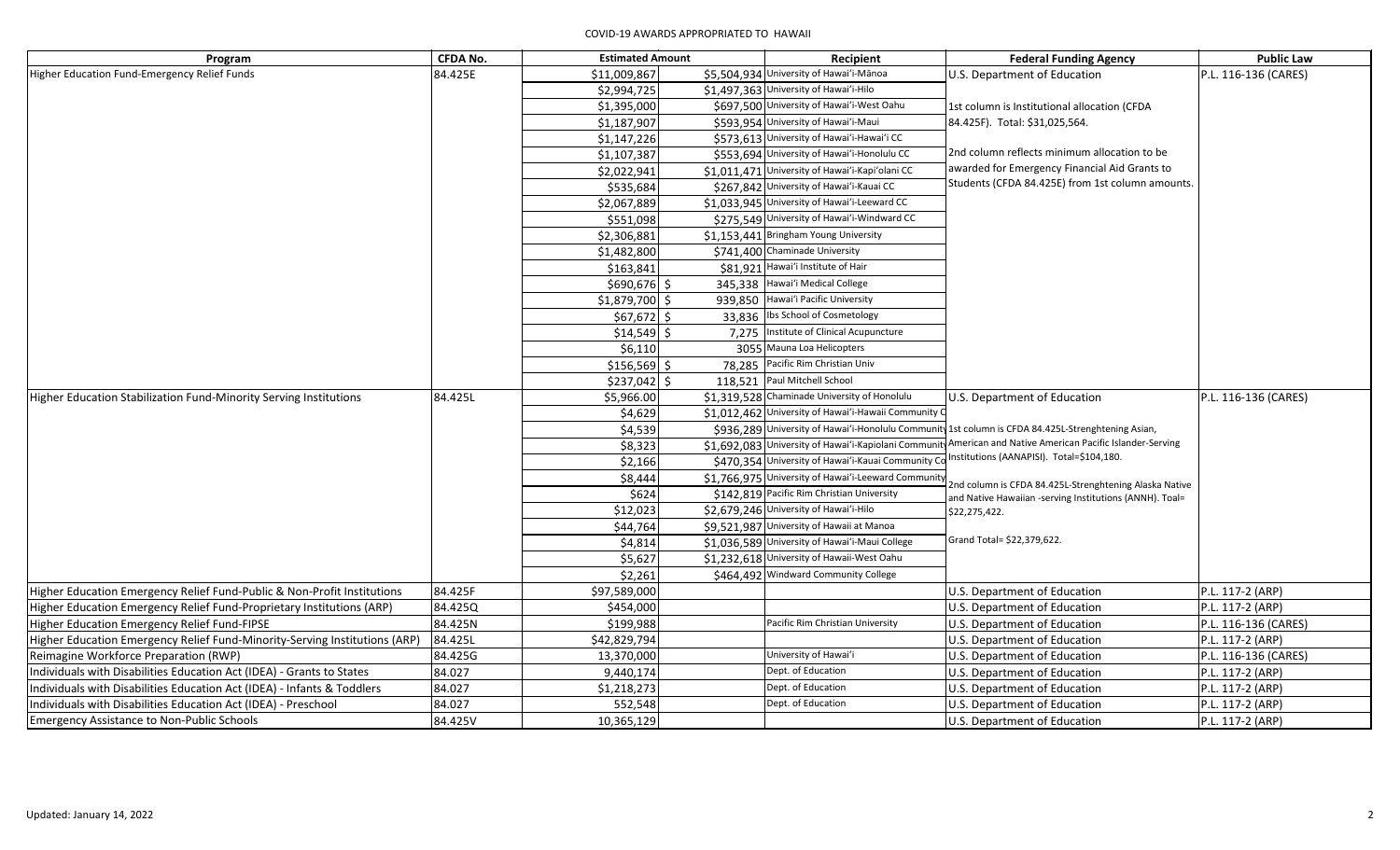# COVID-19 AWARDS APPROPRIATED TO HAWAII

| Program | CFDA No. | Estimated Amount | | Recipient | Federal Funding Agency | Public Law |
|---|---|---|---|---|---|---|
| Higher Education Fund-Emergency Relief Funds | 84.425E | $11,009,867 | $5,504,934 | University of Hawai'i-Mānoa | U.S. Department of Education | P.L. 116-136 (CARES) |
| | | $2,994,725 | $1,497,363 | University of Hawai'i-Hilo | | |
| | | $1,395,000 | $697,500 | University of Hawai'i-West Oahu | 1st column is Institutional allocation (CFDA 84.425F). Total: $31,025,564. | |
| | | $1,187,907 | $593,954 | University of Hawai'i-Maui | | |
| | | $1,147,226 | $573,613 | University of Hawai'i-Hawai'i CC | | |
| | | $1,107,387 | $553,694 | University of Hawai'i-Honolulu CC | 2nd column reflects minimum allocation to be awarded for Emergency Financial Aid Grants to Students (CFDA 84.425E) from 1st column amounts. | |
| | | $2,022,941 | $1,011,471 | University of Hawai'i-Kapi'olani CC | | |
| | | $535,684 | $267,842 | University of Hawai'i-Kauai CC | | |
| | | $2,067,889 | $1,033,945 | University of Hawai'i-Leeward CC | | |
| | | $551,098 | $275,549 | University of Hawai'i-Windward CC | | |
| | | $2,306,881 | $1,153,441 | Bringham Young University | | |
| | | $1,482,800 | $741,400 | Chaminade University | | |
| | | $163,841 | $81,921 | Hawai'i Institute of Hair | | |
| | | $690,676 | $ 345,338 | Hawai'i Medical College | | |
| | | $1,879,700 | $ 939,850 | Hawai'i Pacific University | | |
| | | $67,672 | $ 33,836 | Ibs School of Cosmetology | | |
| | | $14,549 | $ 7,275 | Institute of Clinical Acupuncture | | |
| | | $6,110 | 3055 | Mauna Loa Helicopters | | |
| | | $156,569 | $ 78,285 | Pacific Rim Christian Univ | | |
| | | $237,042 | $ 118,521 | Paul Mitchell School | | |
| Higher Education Stabilization Fund-Minority Serving Institutions | 84.425L | $5,966.00 | $1,319,528 | Chaminade University of Honolulu | U.S. Department of Education | P.L. 116-136 (CARES) |
| | | $4,629 | $1,012,462 | University of Hawai'i-Hawaii Community C | | |
| | | $4,539 | $936,289 | University of Hawai'i-Honolulu Community | 1st column is CFDA 84.425L-Strenghtening Asian, American and Native American Pacific Islander-Serving Institutions (AANAPISI). Total=$104,180. | |
| | | $8,323 | $1,692,083 | University of Hawai'i-Kapiolani Communit | | |
| | | $2,166 | $470,354 | University of Hawai'i-Kauai Community Co | | |
| | | $8,444 | $1,766,975 | University of Hawai'i-Leeward Community | 2nd column is CFDA 84.425L-Strenghtening Alaska Native and Native Hawaiian -serving Institutions (ANNH). Toal= $22,275,422. | |
| | | $624 | $142,819 | Pacific Rim Christian University | | |
| | | $12,023 | $2,679,246 | University of Hawai'i-Hilo | | |
| | | $44,764 | $9,521,987 | University of Hawaii at Manoa | | |
| | | $4,814 | $1,036,589 | University of Hawai'i-Maui College | Grand Total= $22,379,622. | |
| | | $5,627 | $1,232,618 | University of Hawaii-West Oahu | | |
| | | $2,261 | $464,492 | Windward Community College | | |
| Higher Education Emergency Relief Fund-Public & Non-Profit Institutions | 84.425F | $97,589,000 | | | U.S. Department of Education | P.L. 117-2 (ARP) |
| Higher Education Emergency Relief Fund-Proprietary Institutions (ARP) | 84.425Q | $454,000 | | | U.S. Department of Education | P.L. 117-2 (ARP) |
| Higher Education Emergency Relief Fund-FIPSE | 84.425N | $199,988 | | Pacific Rim Christian University | U.S. Department of Education | P.L. 116-136 (CARES) |
| Higher Education Emergency Relief Fund-Minority-Serving Institutions (ARP) | 84.425L | $42,829,794 | | | U.S. Department of Education | P.L. 117-2 (ARP) |
| Reimagine Workforce Preparation (RWP) | 84.425G | 13,370,000 | | University of Hawai'i | U.S. Department of Education | P.L. 116-136 (CARES) |
| Individuals with Disabilities Education Act (IDEA) - Grants to States | 84.027 | 9,440,174 | | Dept. of Education | U.S. Department of Education | P.L. 117-2 (ARP) |
| Individuals with Disabilities Education Act (IDEA) - Infants & Toddlers | 84.027 | $1,218,273 | | Dept. of Education | U.S. Department of Education | P.L. 117-2 (ARP) |
| Individuals with Disabilities Education Act (IDEA) - Preschool | 84.027 | 552,548 | | Dept. of Education | U.S. Department of Education | P.L. 117-2 (ARP) |
| Emergency Assistance to Non-Public Schools | 84.425V | 10,365,129 | | | U.S. Department of Education | P.L. 117-2 (ARP) |

Updated: January 14, 2022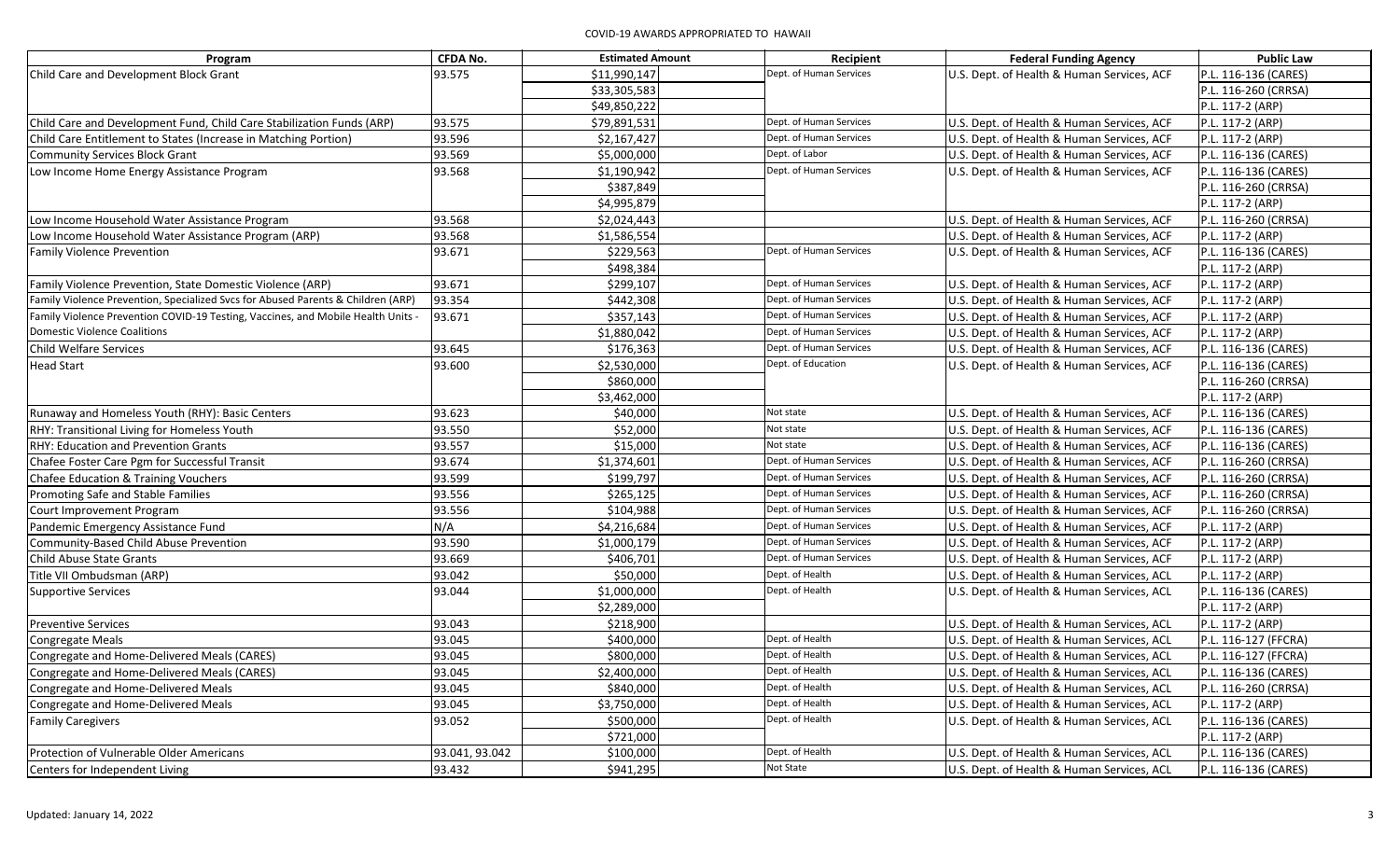COVID-19 AWARDS APPROPRIATED TO HAWAII

| Program | CFDA No. | Estimated Amount | Recipient | Federal Funding Agency | Public Law |
|---|---|---|---|---|---|
| Child Care and Development Block Grant | 93.575 | $11,990,147 | Dept. of Human Services | U.S. Dept. of Health & Human Services, ACF | P.L. 116-136 (CARES) |
| | | $33,305,583 | | | P.L. 116-260 (CRRSA) |
| | | $49,850,222 | | | P.L. 117-2 (ARP) |
| Child Care and Development Fund, Child Care Stabilization Funds (ARP) | 93.575 | $79,891,531 | Dept. of Human Services | U.S. Dept. of Health & Human Services, ACF | P.L. 117-2 (ARP) |
| Child Care Entitlement to States (Increase in Matching Portion) | 93.596 | $2,167,427 | Dept. of Human Services | U.S. Dept. of Health & Human Services, ACF | P.L. 117-2 (ARP) |
| Community Services Block Grant | 93.569 | $5,000,000 | Dept. of Labor | U.S. Dept. of Health & Human Services, ACF | P.L. 116-136 (CARES) |
| Low Income Home Energy Assistance Program | 93.568 | $1,190,942 | Dept. of Human Services | U.S. Dept. of Health & Human Services, ACF | P.L. 116-136 (CARES) |
| | | $387,849 | | | P.L. 116-260 (CRRSA) |
| | | $4,995,879 | | | P.L. 117-2 (ARP) |
| Low Income Household Water Assistance Program | 93.568 | $2,024,443 | | U.S. Dept. of Health & Human Services, ACF | P.L. 116-260 (CRRSA) |
| Low Income Household Water Assistance Program (ARP) | 93.568 | $1,586,554 | | U.S. Dept. of Health & Human Services, ACF | P.L. 117-2 (ARP) |
| Family Violence Prevention | 93.671 | $229,563 | Dept. of Human Services | U.S. Dept. of Health & Human Services, ACF | P.L. 116-136 (CARES) |
| | | $498,384 | | | P.L. 117-2 (ARP) |
| Family Violence Prevention, State Domestic Violence (ARP) | 93.671 | $299,107 | Dept. of Human Services | U.S. Dept. of Health & Human Services, ACF | P.L. 117-2 (ARP) |
| Family Violence Prevention, Specialized Svcs for Abused Parents & Children (ARP) | 93.354 | $442,308 | Dept. of Human Services | U.S. Dept. of Health & Human Services, ACF | P.L. 117-2 (ARP) |
| Family Violence Prevention COVID-19 Testing, Vaccines, and Mobile Health Units - | 93.671 | $357,143 | Dept. of Human Services | U.S. Dept. of Health & Human Services, ACF | P.L. 117-2 (ARP) |
| Domestic Violence Coalitions | | $1,880,042 | Dept. of Human Services | U.S. Dept. of Health & Human Services, ACF | P.L. 117-2 (ARP) |
| Child Welfare Services | 93.645 | $176,363 | Dept. of Human Services | U.S. Dept. of Health & Human Services, ACF | P.L. 116-136 (CARES) |
| Head Start | 93.600 | $2,530,000 | Dept. of Education | U.S. Dept. of Health & Human Services, ACF | P.L. 116-136 (CARES) |
| | | $860,000 | | | P.L. 116-260 (CRRSA) |
| | | $3,462,000 | | | P.L. 117-2 (ARP) |
| Runaway and Homeless Youth (RHY): Basic Centers | 93.623 | $40,000 | Not state | U.S. Dept. of Health & Human Services, ACF | P.L. 116-136 (CARES) |
| RHY: Transitional Living for Homeless Youth | 93.550 | $52,000 | Not state | U.S. Dept. of Health & Human Services, ACF | P.L. 116-136 (CARES) |
| RHY: Education and Prevention Grants | 93.557 | $15,000 | Not state | U.S. Dept. of Health & Human Services, ACF | P.L. 116-136 (CARES) |
| Chafee Foster Care Pgm for Successful Transit | 93.674 | $1,374,601 | Dept. of Human Services | U.S. Dept. of Health & Human Services, ACF | P.L. 116-260 (CRRSA) |
| Chafee Education & Training Vouchers | 93.599 | $199,797 | Dept. of Human Services | U.S. Dept. of Health & Human Services, ACF | P.L. 116-260 (CRRSA) |
| Promoting Safe and Stable Families | 93.556 | $265,125 | Dept. of Human Services | U.S. Dept. of Health & Human Services, ACF | P.L. 116-260 (CRRSA) |
| Court Improvement Program | 93.556 | $104,988 | Dept. of Human Services | U.S. Dept. of Health & Human Services, ACF | P.L. 116-260 (CRRSA) |
| Pandemic Emergency Assistance Fund | N/A | $4,216,684 | Dept. of Human Services | U.S. Dept. of Health & Human Services, ACF | P.L. 117-2 (ARP) |
| Community-Based Child Abuse Prevention | 93.590 | $1,000,179 | Dept. of Human Services | U.S. Dept. of Health & Human Services, ACF | P.L. 117-2 (ARP) |
| Child Abuse State Grants | 93.669 | $406,701 | Dept. of Human Services | U.S. Dept. of Health & Human Services, ACF | P.L. 117-2 (ARP) |
| Title VII Ombudsman (ARP) | 93.042 | $50,000 | Dept. of Health | U.S. Dept. of Health & Human Services, ACL | P.L. 117-2 (ARP) |
| Supportive Services | 93.044 | $1,000,000 | Dept. of Health | U.S. Dept. of Health & Human Services, ACL | P.L. 116-136 (CARES) |
| | | $2,289,000 | | | P.L. 117-2 (ARP) |
| Preventive Services | 93.043 | $218,900 | | U.S. Dept. of Health & Human Services, ACL | P.L. 117-2 (ARP) |
| Congregate Meals | 93.045 | $400,000 | Dept. of Health | U.S. Dept. of Health & Human Services, ACL | P.L. 116-127 (FFCRA) |
| Congregate and Home-Delivered Meals (CARES) | 93.045 | $800,000 | Dept. of Health | U.S. Dept. of Health & Human Services, ACL | P.L. 116-127 (FFCRA) |
| Congregate and Home-Delivered Meals (CARES) | 93.045 | $2,400,000 | Dept. of Health | U.S. Dept. of Health & Human Services, ACL | P.L. 116-136 (CARES) |
| Congregate and Home-Delivered Meals | 93.045 | $840,000 | Dept. of Health | U.S. Dept. of Health & Human Services, ACL | P.L. 116-260 (CRRSA) |
| Congregate and Home-Delivered Meals | 93.045 | $3,750,000 | Dept. of Health | U.S. Dept. of Health & Human Services, ACL | P.L. 117-2 (ARP) |
| Family Caregivers | 93.052 | $500,000 | Dept. of Health | U.S. Dept. of Health & Human Services, ACL | P.L. 116-136 (CARES) |
| | | $721,000 | | | P.L. 117-2 (ARP) |
| Protection of Vulnerable Older Americans | 93.041, 93.042 | $100,000 | Dept. of Health | U.S. Dept. of Health & Human Services, ACL | P.L. 116-136 (CARES) |
| Centers for Independent Living | 93.432 | $941,295 | Not State | U.S. Dept. of Health & Human Services, ACL | P.L. 116-136 (CARES) |

Updated: January 14, 2022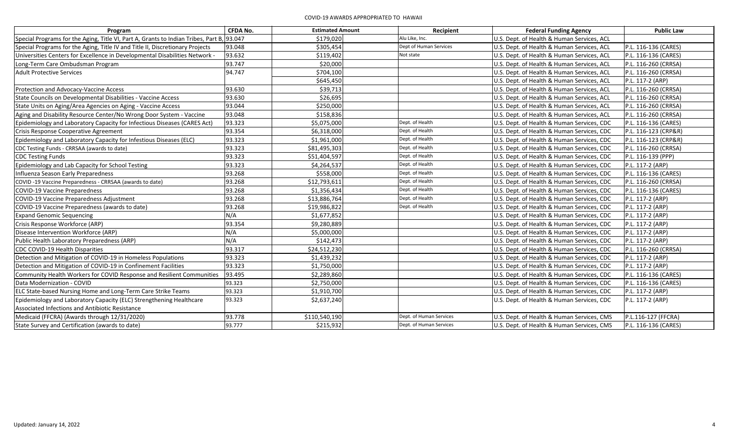COVID-19 AWARDS APPROPRIATED TO HAWAII

| Program | CFDA No. | Estimated Amount | Recipient | Federal Funding Agency | Public Law |
|---|---|---|---|---|---|
| Special Programs for the Aging, Title VI, Part A, Grants to Indian Tribes, Part B, | 93.047 | $179,020 | Alu Like, Inc. | U.S. Dept. of Health & Human Services, ACL | |
| Special Programs for the Aging, Title IV and Title II, Discretionary Projects | 93.048 | $305,454 | Dept of Human Services | U.S. Dept. of Health & Human Services, ACL | P.L. 116-136 (CARES) |
| Universities Centers for Excellence in Developmental Disabilities Network - | 93.632 | $119,402 | Not state | U.S. Dept. of Health & Human Services, ACL | P.L. 116-136 (CARES) |
| Long-Term Care Ombudsman Program | 93.747 | $20,000 | | U.S. Dept. of Health & Human Services, ACL | P.L. 116-260 (CRRSA) |
| Adult Protective Services | 94.747 | $704,100 | | U.S. Dept. of Health & Human Services, ACL | P.L. 116-260 (CRRSA) |
| | | $645,450 | | U.S. Dept. of Health & Human Services, ACL | P.L. 117-2 (ARP) |
| Protection and Advocacy-Vaccine Access | 93.630 | $39,713 | | U.S. Dept. of Health & Human Services, ACL | P.L. 116-260 (CRRSA) |
| State Councils on Developmental Disabilities - Vaccine Access | 93.630 | $26,695 | | U.S. Dept. of Health & Human Services, ACL | P.L. 116-260 (CRRSA) |
| State Units on Aging/Area Agencies on Aging - Vaccine Access | 93.044 | $250,000 | | U.S. Dept. of Health & Human Services, ACL | P.L. 116-260 (CRRSA) |
| Aging and Disability Resource Center/No Wrong Door System - Vaccine | 93.048 | $158,836 | | U.S. Dept. of Health & Human Services, ACL | P.L. 116-260 (CRRSA) |
| Epidemiology and Laboratory Capacity for Infectious Diseases (CARES Act) | 93.323 | $5,075,000 | Dept. of Health | U.S. Dept. of Health & Human Services, CDC | P.L. 116-136 (CARES) |
| Crisis Response Cooperative Agreement | 93.354 | $6,318,000 | Dept. of Health | U.S. Dept. of Health & Human Services, CDC | P.L. 116-123 (CRP&R) |
| Epidemiology and Laboratory Capacity for Infestious Diseases (ELC) | 93.323 | $1,961,000 | Dept. of Health | U.S. Dept. of Health & Human Services, CDC | P.L. 116-123 (CRP&R) |
| CDC Testing Funds - CRRSAA (awards to date) | 93.323 | $81,495,303 | Dept. of Health | U.S. Dept. of Health & Human Services, CDC | P.L. 116-260 (CRRSA) |
| CDC Testing Funds | 93.323 | $51,404,597 | Dept. of Health | U.S. Dept. of Health & Human Services, CDC | P.L. 116-139 (PPP) |
| Epidemiology and Lab Capacity for School Testing | 93.323 | $4,264,537 | Dept. of Health | U.S. Dept. of Health & Human Services, CDC | P.L. 117-2 (ARP) |
| Influenza Season Early Preparedness | 93.268 | $558,000 | Dept. of Health | U.S. Dept. of Health & Human Services, CDC | P.L. 116-136 (CARES) |
| COVID -19 Vaccine Preparedness - CRRSAA (awards to date) | 93.268 | $12,793,611 | Dept. of Health | U.S. Dept. of Health & Human Services, CDC | P.L. 116-260 (CRRSA) |
| COVID-19 Vaccine Preparedness | 93.268 | $1,356,434 | Dept. of Health | U.S. Dept. of Health & Human Services, CDC | P.L. 116-136 (CARES) |
| COVID-19 Vaccine Preparedness Adjustment | 93.268 | $13,886,764 | Dept. of Health | U.S. Dept. of Health & Human Services, CDC | P.L. 117-2 (ARP) |
| COVID-19 Vaccine Preparedness (awards to date) | 93.268 | $19,986,822 | Dept. of Health | U.S. Dept. of Health & Human Services, CDC | P.L. 117-2 (ARP) |
| Expand Genomic Sequencing | N/A | $1,677,852 | | U.S. Dept. of Health & Human Services, CDC | P.L. 117-2 (ARP) |
| Crisis Response Workforce (ARP) | 93.354 | $9,280,889 | | U.S. Dept. of Health & Human Services, CDC | P.L. 117-2 (ARP) |
| Disease Intervention Workforce (ARP) | N/A | $5,000,000 | | U.S. Dept. of Health & Human Services, CDC | P.L. 117-2 (ARP) |
| Public Health Laboratory Preparedness (ARP) | N/A | $142,473 | | U.S. Dept. of Health & Human Services, CDC | P.L. 117-2 (ARP) |
| CDC COVID-19 Health Disparities | 93.317 | $24,512,230 | | U.S. Dept. of Health & Human Services, CDC | P.L. 116-260 (CRRSA) |
| Detection and Mitigation of COVID-19 in Homeless Populations | 93.323 | $1,439,232 | | U.S. Dept. of Health & Human Services, CDC | P.L. 117-2 (ARP) |
| Detection and Mitigation of COVID-19 in Confinement Facilities | 93.323 | $1,750,000 | | U.S. Dept. of Health & Human Services, CDC | P.L. 117-2 (ARP) |
| Community Health Workers for COVID Response and Resilient Communities | 93.495 | $2,289,860 | | U.S. Dept. of Health & Human Services, CDC | P.L. 116-136 (CARES) |
| Data Modernization - COVID | 93.323 | $2,750,000 | | U.S. Dept. of Health & Human Services, CDC | P.L. 116-136 (CARES) |
| ELC State-based Nursing Home and Long-Term Care Strike Teams | 93.323 | $1,910,700 | | U.S. Dept. of Health & Human Services, CDC | P.L. 117-2 (ARP) |
| Epidemiology and Laboratory Capacity (ELC) Strengthening Healthcare Associated Infections and Antibiotic Resistance | 93.323 | $2,637,240 | | U.S. Dept. of Health & Human Services, CDC | P.L. 117-2 (ARP) |
| Medicaid (FFCRA) (Awards through 12/31/2020) | 93.778 | $110,540,190 | Dept. of Human Services | U.S. Dept. of Health & Human Services, CMS | P.L.116-127 (FFCRA) |
| State Survey and Certification (awards to date) | 93.777 | $215,932 | Dept. of Human Services | U.S. Dept. of Health & Human Services, CMS | P.L. 116-136 (CARES) |

Updated: January 14, 2022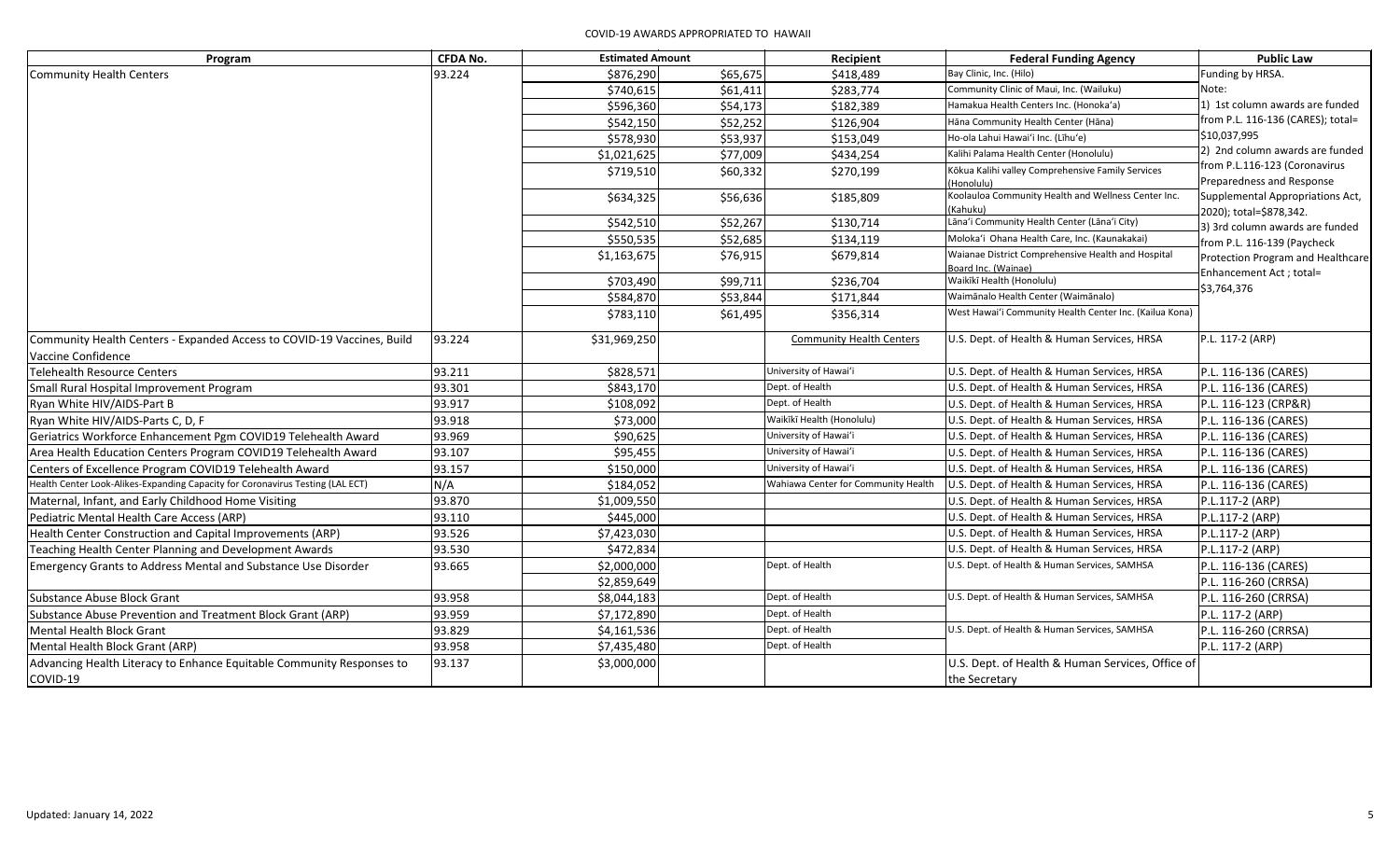COVID-19 AWARDS APPROPRIATED TO HAWAII

| Program | CFDA No. | Estimated Amount | | Recipient | Federal Funding Agency | Public Law |
|---|---|---|---|---|---|---|
| Community Health Centers | 93.224 | $876,290 | $65,675 | $418,489 | Bay Clinic, Inc. (Hilo) | Funding by HRSA. Note: 1) 1st column awards are funded from P.L. 116-136 (CARES); total= $10,037,995 2) 2nd column awards are funded from P.L.116-123 (Coronavirus Preparedness and Response Supplemental Appropriations Act, 2020); total=$878,342. 3) 3rd column awards are funded from P.L. 116-139 (Paycheck Protection Program and Healthcare Enhancement Act ; total= $3,764,376 |
| | | $740,615 | $61,411 | $283,774 | Community Clinic of Maui, Inc. (Wailuku) | |
| | | $596,360 | $54,173 | $182,389 | Hamakua Health Centers Inc. (Honoka'a) | |
| | | $542,150 | $52,252 | $126,904 | Hāna Community Health Center (Hāna) | |
| | | $578,930 | $53,937 | $153,049 | Ho-ola Lahui Hawai'i Inc. (Līhu'e) | |
| | | $1,021,625 | $77,009 | $434,254 | Kalihi Palama Health Center (Honolulu) | |
| | | $719,510 | $60,332 | $270,199 | Kōkua Kalihi valley Comprehensive Family Services (Honolulu) | |
| | | $634,325 | $56,636 | $185,809 | Koolauloa Community Health and Wellness Center Inc. (Kahuku) | |
| | | $542,510 | $52,267 | $130,714 | Lāna'i Community Health Center (Lāna'i City) | |
| | | $550,535 | $52,685 | $134,119 | Moloka'i Ohana Health Care, Inc. (Kaunakakai) | |
| | | $1,163,675 | $76,915 | $679,814 | Waianae District Comprehensive Health and Hospital Board Inc. (Wainae) | |
| | | $703,490 | $99,711 | $236,704 | Waikīkī Health (Honolulu) | |
| | | $584,870 | $53,844 | $171,844 | Waimānalo Health Center (Waimānalo) | |
| | | $783,110 | $61,495 | $356,314 | West Hawai'i Community Health Center Inc. (Kailua Kona) | |
| Community Health Centers - Expanded Access to COVID-19 Vaccines, Build Vaccine Confidence | 93.224 | $31,969,250 | | Community Health Centers | U.S. Dept. of Health & Human Services, HRSA | P.L. 117-2 (ARP) |
| Telehealth Resource Centers | 93.211 | $828,571 | | University of Hawai'i | U.S. Dept. of Health & Human Services, HRSA | P.L. 116-136 (CARES) |
| Small Rural Hospital Improvement Program | 93.301 | $843,170 | | Dept. of Health | U.S. Dept. of Health & Human Services, HRSA | P.L. 116-136 (CARES) |
| Ryan White HIV/AIDS-Part B | 93.917 | $108,092 | | Dept. of Health | U.S. Dept. of Health & Human Services, HRSA | P.L. 116-123 (CRP&R) |
| Ryan White HIV/AIDS-Parts C, D, F | 93.918 | $73,000 | | Waikīkī Health (Honolulu) | U.S. Dept. of Health & Human Services, HRSA | P.L. 116-136 (CARES) |
| Geriatrics Workforce Enhancement Pgm COVID19 Telehealth Award | 93.969 | $90,625 | | University of Hawai'i | U.S. Dept. of Health & Human Services, HRSA | P.L. 116-136 (CARES) |
| Area Health Education Centers Program COVID19 Telehealth Award | 93.107 | $95,455 | | University of Hawai'i | U.S. Dept. of Health & Human Services, HRSA | P.L. 116-136 (CARES) |
| Centers of Excellence Program COVID19 Telehealth Award | 93.157 | $150,000 | | University of Hawai'i | U.S. Dept. of Health & Human Services, HRSA | P.L. 116-136 (CARES) |
| Health Center Look-Alikes-Expanding Capacity for Coronavirus Testing (LAL ECT) | N/A | $184,052 | | Wahiawa Center for Community Health | U.S. Dept. of Health & Human Services, HRSA | P.L. 116-136 (CARES) |
| Maternal, Infant, and Early Childhood Home Visiting | 93.870 | $1,009,550 | | | U.S. Dept. of Health & Human Services, HRSA | P.L.117-2 (ARP) |
| Pediatric Mental Health Care Access (ARP) | 93.110 | $445,000 | | | U.S. Dept. of Health & Human Services, HRSA | P.L.117-2 (ARP) |
| Health Center Construction and Capital Improvements (ARP) | 93.526 | $7,423,030 | | | U.S. Dept. of Health & Human Services, HRSA | P.L.117-2 (ARP) |
| Teaching Health Center Planning and Development Awards | 93.530 | $472,834 | | | U.S. Dept. of Health & Human Services, HRSA | P.L.117-2 (ARP) |
| Emergency Grants to Address Mental and Substance Use Disorder | 93.665 | $2,000,000 | | Dept. of Health | U.S. Dept. of Health & Human Services, SAMHSA | P.L. 116-136 (CARES) |
| | | $2,859,649 | | | | P.L. 116-260 (CRRSA) |
| Substance Abuse Block Grant | 93.958 | $8,044,183 | | Dept. of Health | U.S. Dept. of Health & Human Services, SAMHSA | P.L. 116-260 (CRRSA) |
| Substance Abuse Prevention and Treatment Block Grant (ARP) | 93.959 | $7,172,890 | | Dept. of Health | | P.L. 117-2 (ARP) |
| Mental Health Block Grant | 93.829 | $4,161,536 | | Dept. of Health | U.S. Dept. of Health & Human Services, SAMHSA | P.L. 116-260 (CRRSA) |
| Mental Health Block Grant (ARP) | 93.958 | $7,435,480 | | Dept. of Health | | P.L. 117-2 (ARP) |
| Advancing Health Literacy to Enhance Equitable Community Responses to COVID-19 | 93.137 | $3,000,000 | | | U.S. Dept. of Health & Human Services, Office of the Secretary | |

Updated: January 14, 2022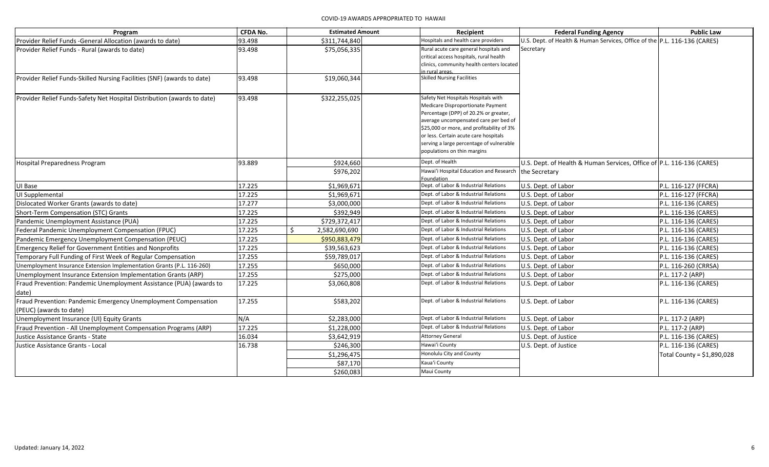# COVID-19 AWARDS APPROPRIATED TO HAWAII

| Program | CFDA No. | Estimated Amount | Recipient | Federal Funding Agency | Public Law |
|---|---|---|---|---|---|
| Provider Relief Funds -General Allocation (awards to date) | 93.498 | $311,744,840 | Hospitals and health care providers | U.S. Dept. of Health & Human Services, Office of the Secretary | P.L. 116-136 (CARES) |
| Provider Relief Funds - Rural (awards to date) | 93.498 | $75,056,335 | Rural acute care general hospitals and critical access hospitals, rural health clinics, community health centers located in rural areas. | | |
| Provider Relief Funds-Skilled Nursing Facilities (SNF) (awards to date) | 93.498 | $19,060,344 | Skilled Nursing Facilities | | |
| Provider Relief Funds-Safety Net Hospital Distribution (awards to date) | 93.498 | $322,255,025 | Safety Net Hospitals Hospitals with Medicare Disproportionate Payment Percentage (DPP) of 20.2% or greater, average uncompensated care per bed of $25,000 or more, and profitability of 3% or less. Certain acute care hospitals serving a large percentage of vulnerable populations on thin margins | | |
| Hospital Preparedness Program | 93.889 | $924,660 | Dept. of Health | U.S. Dept. of Health & Human Services, Office of the Secretary | P.L. 116-136 (CARES) |
| | | $976,202 | Hawai'i Hospital Education and Research Foundation | | |
| UI Base | 17.225 | $1,969,671 | Dept. of Labor & Industrial Relations | U.S. Dept. of Labor | P.L. 116-127 (FFCRA) |
| UI Supplemental | 17.225 | $1,969,671 | Dept. of Labor & Industrial Relations | U.S. Dept. of Labor | P.L. 116-127 (FFCRA) |
| Dislocated Worker Grants (awards to date) | 17.277 | $3,000,000 | Dept. of Labor & Industrial Relations | U.S. Dept. of Labor | P.L. 116-136 (CARES) |
| Short-Term Compensation (STC) Grants | 17.225 | $392,949 | Dept. of Labor & Industrial Relations | U.S. Dept. of Labor | P.L. 116-136 (CARES) |
| Pandemic Unemployment Assistance (PUA) | 17.225 | $729,372,417 | Dept. of Labor & Industrial Relations | U.S. Dept. of Labor | P.L. 116-136 (CARES) |
| Federal Pandemic Unemployment Compensation (FPUC) | 17.225 | $ 2,582,690,690 | Dept. of Labor & Industrial Relations | U.S. Dept. of Labor | P.L. 116-136 (CARES) |
| Pandemic Emergency Unemployment Compensation (PEUC) | 17.225 | $950,883,479 | Dept. of Labor & Industrial Relations | U.S. Dept. of Labor | P.L. 116-136 (CARES) |
| Emergency Relief for Government Entities and Nonprofits | 17.225 | $39,563,623 | Dept. of Labor & Industrial Relations | U.S. Dept. of Labor | P.L. 116-136 (CARES) |
| Temporary Full Funding of First Week of Regular Compensation | 17.255 | $59,789,017 | Dept. of Labor & Industrial Relations | U.S. Dept. of Labor | P.L. 116-136 (CARES) |
| Unemployment Insurance Extension Implementation Grants (P.L. 116-260) | 17.255 | $650,000 | Dept. of Labor & Industrial Relations | U.S. Dept. of Labor | P.L. 116-260 (CRRSA) |
| Unemployment Insurance Extension Implementation Grants (ARP) | 17.255 | $275,000 | Dept. of Labor & Industrial Relations | U.S. Dept. of Labor | P.L. 117-2 (ARP) |
| Fraud Prevention: Pandemic Unemployment Assistance (PUA) (awards to date) | 17.225 | $3,060,808 | Dept. of Labor & Industrial Relations | U.S. Dept. of Labor | P.L. 116-136 (CARES) |
| Fraud Prevention: Pandemic Emergency Unemployment Compensation (PEUC) (awards to date) | 17.255 | $583,202 | Dept. of Labor & Industrial Relations | U.S. Dept. of Labor | P.L. 116-136 (CARES) |
| Unemployment Insurance (UI) Equity Grants | N/A | $2,283,000 | Dept. of Labor & Industrial Relations | U.S. Dept. of Labor | P.L. 117-2 (ARP) |
| Fraud Prevention - All Unemployment Compensation Programs (ARP) | 17.225 | $1,228,000 | Dept. of Labor & Industrial Relations | U.S. Dept. of Labor | P.L. 117-2 (ARP) |
| Justice Assistance Grants - State | 16.034 | $3,642,919 | Attorney General | U.S. Dept. of Justice | P.L. 116-136 (CARES) |
| Justice Assistance Grants - Local | 16.738 | $246,300 | Hawai'i County | U.S. Dept. of Justice | P.L. 116-136 (CARES) |
| | | $1,296,475 | Honolulu City and County | | Total County = $1,890,028 |
| | | $87,170 | Kaua'i County | | |
| | | $260,083 | Maui County | | |

Updated: January 14, 2022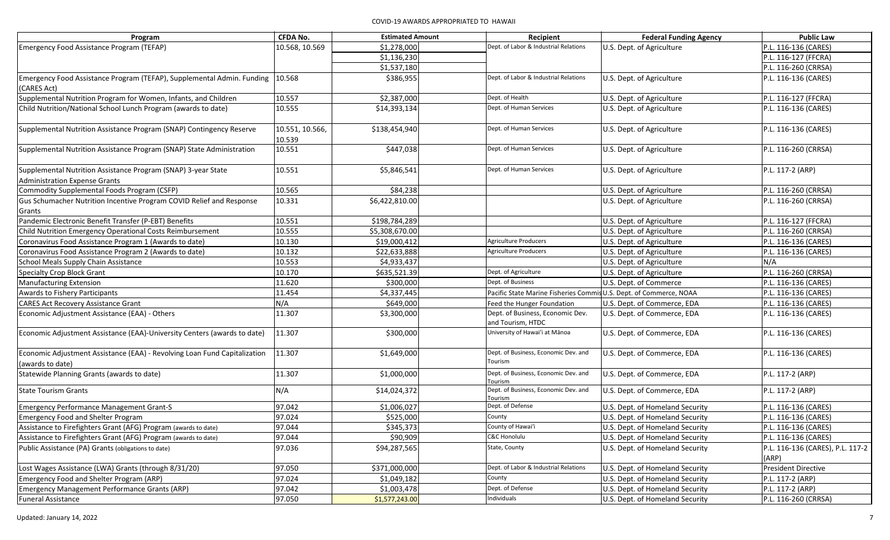COVID-19 AWARDS APPROPRIATED TO HAWAII

| Program | CFDA No. | Estimated Amount | Recipient | Federal Funding Agency | Public Law |
|---|---|---|---|---|---|
| Emergency Food Assistance Program (TEFAP) | 10.568, 10.569 | $1,278,000 | Dept. of Labor & Industrial Relations | U.S. Dept. of Agriculture | P.L. 116-136 (CARES) |
| | | $1,136,230 | | | P.L. 116-127 (FFCRA) |
| | | $1,537,180 | | | P.L. 116-260 (CRRSA) |
| Emergency Food Assistance Program (TEFAP), Supplemental Admin. Funding (CARES Act) | 10.568 | $386,955 | Dept. of Labor & Industrial Relations | U.S. Dept. of Agriculture | P.L. 116-136 (CARES) |
| Supplemental Nutrition Program for Women, Infants, and Children | 10.557 | $2,387,000 | Dept. of Health | U.S. Dept. of Agriculture | P.L. 116-127 (FFCRA) |
| Child Nutrition/National School Lunch Program (awards to date) | 10.555 | $14,393,134 | Dept. of Human Services | U.S. Dept. of Agriculture | P.L. 116-136 (CARES) |
| Supplemental Nutrition Assistance Program (SNAP) Contingency Reserve | 10.551, 10.566, 10.539 | $138,454,940 | Dept. of Human Services | U.S. Dept. of Agriculture | P.L. 116-136 (CARES) |
| Supplemental Nutrition Assistance Program (SNAP) State Administration | 10.551 | $447,038 | Dept. of Human Services | U.S. Dept. of Agriculture | P.L. 116-260 (CRRSA) |
| Supplemental Nutrition Assistance Program (SNAP) 3-year State Administration Expense Grants | 10.551 | $5,846,541 | Dept. of Human Services | U.S. Dept. of Agriculture | P.L. 117-2 (ARP) |
| Commodity Supplemental Foods Program (CSFP) | 10.565 | $84,238 | | U.S. Dept. of Agriculture | P.L. 116-260 (CRRSA) |
| Gus Schumacher Nutrition Incentive Program COVID Relief and Response Grants | 10.331 | $6,422,810.00 | | U.S. Dept. of Agriculture | P.L. 116-260 (CRRSA) |
| Pandemic Electronic Benefit Transfer (P-EBT) Benefits | 10.551 | $198,784,289 | | U.S. Dept. of Agriculture | P.L. 116-127 (FFCRA) |
| Child Nutrition Emergency Operational Costs Reimbursement | 10.555 | $5,308,670.00 | | U.S. Dept. of Agriculture | P.L. 116-260 (CRRSA) |
| Coronavirus Food Assistance Program 1 (Awards to date) | 10.130 | $19,000,412 | Agriculture Producers | U.S. Dept. of Agriculture | P.L. 116-136 (CARES) |
| Coronavirus Food Assistance Program 2 (Awards to date) | 10.132 | $22,633,888 | Agriculture Producers | U.S. Dept. of Agriculture | P.L. 116-136 (CARES) |
| School Meals Supply Chain Assistance | 10.553 | $4,933,437 | | U.S. Dept. of Agriculture | N/A |
| Specialty Crop Block Grant | 10.170 | $635,521.39 | Dept. of Agriculture | U.S. Dept. of Agriculture | P.L. 116-260 (CRRSA) |
| Manufacturing Extension | 11.620 | $300,000 | Dept. of Business | U.S. Dept. of Commerce | P.L. 116-136 (CARES) |
| Awards to Fishery Participants | 11.454 | $4,337,445 | Pacific State Marine Fisheries Commis | U.S. Dept. of Commerce, NOAA | P.L. 116-136 (CARES) |
| CARES Act Recovery Assistance Grant | N/A | $649,000 | Feed the Hunger Foundation | U.S. Dept. of Commerce, EDA | P.L. 116-136 (CARES) |
| Economic Adjustment Assistance (EAA) - Others | 11.307 | $3,300,000 | Dept. of Business, Economic Dev. and Tourism, HTDC | U.S. Dept. of Commerce, EDA | P.L. 116-136 (CARES) |
| Economic Adjustment Assistance (EAA)-University Centers (awards to date) | 11.307 | $300,000 | University of Hawai'i at Mānoa | U.S. Dept. of Commerce, EDA | P.L. 116-136 (CARES) |
| Economic Adjustment Assistance (EAA) - Revolving Loan Fund Capitalization (awards to date) | 11.307 | $1,649,000 | Dept. of Business, Economic Dev. and Tourism | U.S. Dept. of Commerce, EDA | P.L. 116-136 (CARES) |
| Statewide Planning Grants (awards to date) | 11.307 | $1,000,000 | Dept. of Business, Economic Dev. and Tourism | U.S. Dept. of Commerce, EDA | P.L. 117-2 (ARP) |
| State Tourism Grants | N/A | $14,024,372 | Dept. of Business, Economic Dev. and Tourism | U.S. Dept. of Commerce, EDA | P.L. 117-2 (ARP) |
| Emergency Performance Management Grant-S | 97.042 | $1,006,027 | Dept. of Defense | U.S. Dept. of Homeland Security | P.L. 116-136 (CARES) |
| Emergency Food and Shelter Program | 97.024 | $525,000 | County | U.S. Dept. of Homeland Security | P.L. 116-136 (CARES) |
| Assistance to Firefighters Grant (AFG) Program (awards to date) | 97.044 | $345,373 | County of Hawai'i | U.S. Dept. of Homeland Security | P.L. 116-136 (CARES) |
| Assistance to Firefighters Grant (AFG) Program (awards to date) | 97.044 | $90,909 | C&C Honolulu | U.S. Dept. of Homeland Security | P.L. 116-136 (CARES) |
| Public Assistance (PA) Grants (obligations to date) | 97.036 | $94,287,565 | State, County | U.S. Dept. of Homeland Security | P.L. 116-136 (CARES), P.L. 117-2 (ARP) |
| Lost Wages Assistance (LWA) Grants (through 8/31/20) | 97.050 | $371,000,000 | Dept. of Labor & Industrial Relations | U.S. Dept. of Homeland Security | President Directive |
| Emergency Food and Shelter Program (ARP) | 97.024 | $1,049,182 | County | U.S. Dept. of Homeland Security | P.L. 117-2 (ARP) |
| Emergency Management Performance Grants (ARP) | 97.042 | $1,003,478 | Dept. of Defense | U.S. Dept. of Homeland Security | P.L. 117-2 (ARP) |
| Funeral Assistance | 97.050 | $1,577,243.00 | Individuals | U.S. Dept. of Homeland Security | P.L. 116-260 (CRRSA) |

Updated: January 14, 2022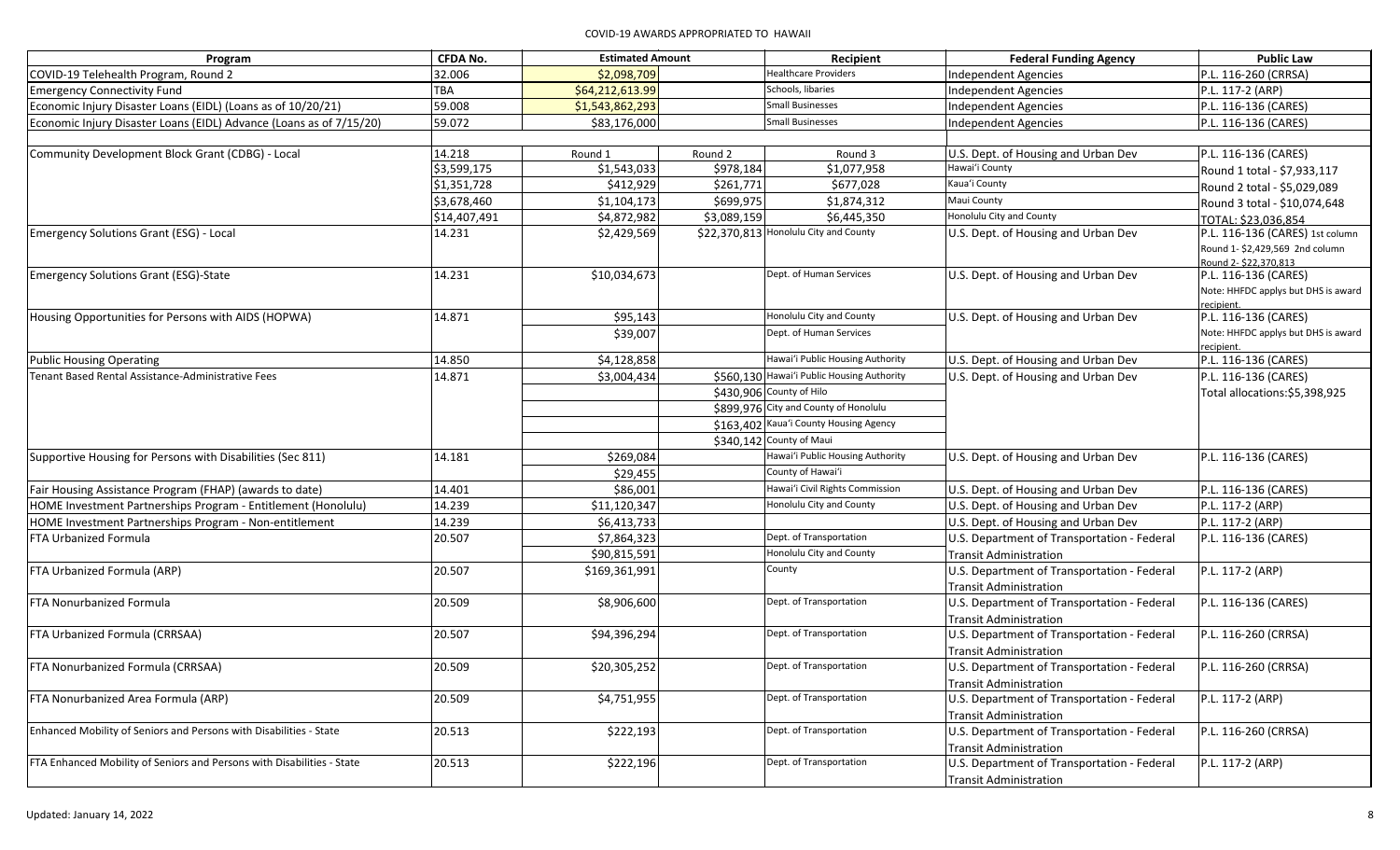COVID-19 AWARDS APPROPRIATED TO HAWAII

| Program | CFDA No. | Estimated Amount | | Recipient | Federal Funding Agency | Public Law |
|---|---|---|---|---|---|---|
| COVID-19 Telehealth Program, Round 2 | 32.006 | $2,098,709 | | Healthcare Providers | Independent Agencies | P.L. 116-260 (CRRSA) |
| Emergency Connectivity Fund | TBA | $64,212,613.99 | | Schools, libaries | Independent Agencies | P.L. 117-2 (ARP) |
| Economic Injury Disaster Loans (EIDL) (Loans as of 10/20/21) | 59.008 | $1,543,862,293 | | Small Businesses | Independent Agencies | P.L. 116-136 (CARES) |
| Economic Injury Disaster Loans (EIDL) Advance (Loans as of 7/15/20) | 59.072 | $83,176,000 | | Small Businesses | Independent Agencies | P.L. 116-136 (CARES) |
| | | | | | | |
| Community Development Block Grant (CDBG) - Local | 14.218 | Round 1 | Round 2 | Round 3 | U.S. Dept. of Housing and Urban Dev | P.L. 116-136 (CARES) |
| | $3,599,175 | $1,543,033 | $978,184 | $1,077,958 | Hawai'i County | Round 1 total - $7,933,117 |
| | $1,351,728 | $412,929 | $261,771 | $677,028 | Kaua'i County | Round 2 total - $5,029,089 |
| | $3,678,460 | $1,104,173 | $699,975 | $1,874,312 | Maui County | Round 3 total - $10,074,648 |
| | $14,407,491 | $4,872,982 | $3,089,159 | $6,445,350 | Honolulu City and County | TOTAL: $23,036,854 |
| Emergency Solutions Grant (ESG) - Local | 14.231 | $2,429,569 | | $22,370,813 Honolulu City and County | U.S. Dept. of Housing and Urban Dev | P.L. 116-136 (CARES) 1st column Round 1- $2,429,569 2nd column Round 2- $22,370,813 |
| Emergency Solutions Grant (ESG)-State | 14.231 | $10,034,673 | | Dept. of Human Services | U.S. Dept. of Housing and Urban Dev | P.L. 116-136 (CARES) Note: HHFDC applys but DHS is award recipient. |
| Housing Opportunities for Persons with AIDS (HOPWA) | 14.871 | $95,143 | | Honolulu City and County | U.S. Dept. of Housing and Urban Dev | P.L. 116-136 (CARES) Note: HHFDC applys but DHS is award recipient. |
| | | $39,007 | | Dept. of Human Services | | |
| Public Housing Operating | 14.850 | $4,128,858 | | Hawai'i Public Housing Authority | U.S. Dept. of Housing and Urban Dev | P.L. 116-136 (CARES) |
| Tenant Based Rental Assistance-Administrative Fees | 14.871 | $3,004,434 | | $560,130 Hawai'i Public Housing Authority | U.S. Dept. of Housing and Urban Dev | P.L. 116-136 (CARES) Total allocations:$5,398,925 |
| | | | | $430,906 County of Hilo | | |
| | | | | $899,976 City and County of Honolulu | | |
| | | | | $163,402 Kaua'i County Housing Agency | | |
| | | | | $340,142 County of Maui | | |
| Supportive Housing for Persons with Disabilities (Sec 811) | 14.181 | $269,084 | | Hawai'i Public Housing Authority | U.S. Dept. of Housing and Urban Dev | P.L. 116-136 (CARES) |
| | | $29,455 | | County of Hawai'i | | |
| Fair Housing Assistance Program (FHAP) (awards to date) | 14.401 | $86,001 | | Hawai'i Civil Rights Commission | U.S. Dept. of Housing and Urban Dev | P.L. 116-136 (CARES) |
| HOME Investment Partnerships Program - Entitlement (Honolulu) | 14.239 | $11,120,347 | | Honolulu City and County | U.S. Dept. of Housing and Urban Dev | P.L. 117-2 (ARP) |
| HOME Investment Partnerships Program - Non-entitlement | 14.239 | $6,413,733 | | | U.S. Dept. of Housing and Urban Dev | P.L. 117-2 (ARP) |
| FTA Urbanized Formula | 20.507 | $7,864,323 | | Dept. of Transportation | U.S. Department of Transportation - Federal Transit Administration | P.L. 116-136 (CARES) |
| | | $90,815,591 | | Honolulu City and County | | |
| FTA Urbanized Formula (ARP) | 20.507 | $169,361,991 | | County | U.S. Department of Transportation - Federal Transit Administration | P.L. 117-2 (ARP) |
| FTA Nonurbanized Formula | 20.509 | $8,906,600 | | Dept. of Transportation | U.S. Department of Transportation - Federal Transit Administration | P.L. 116-136 (CARES) |
| FTA Urbanized Formula (CRRSAA) | 20.507 | $94,396,294 | | Dept. of Transportation | U.S. Department of Transportation - Federal Transit Administration | P.L. 116-260 (CRRSA) |
| FTA Nonurbanized Formula (CRRSAA) | 20.509 | $20,305,252 | | Dept. of Transportation | U.S. Department of Transportation - Federal Transit Administration | P.L. 116-260 (CRRSA) |
| FTA Nonurbanized Area Formula (ARP) | 20.509 | $4,751,955 | | Dept. of Transportation | U.S. Department of Transportation - Federal Transit Administration | P.L. 117-2 (ARP) |
| Enhanced Mobility of Seniors and Persons with Disabilities - State | 20.513 | $222,193 | | Dept. of Transportation | U.S. Department of Transportation - Federal Transit Administration | P.L. 116-260 (CRRSA) |
| FTA Enhanced Mobility of Seniors and Persons with Disabilities - State | 20.513 | $222,196 | | Dept. of Transportation | U.S. Department of Transportation - Federal Transit Administration | P.L. 117-2 (ARP) |

Updated: January 14, 2022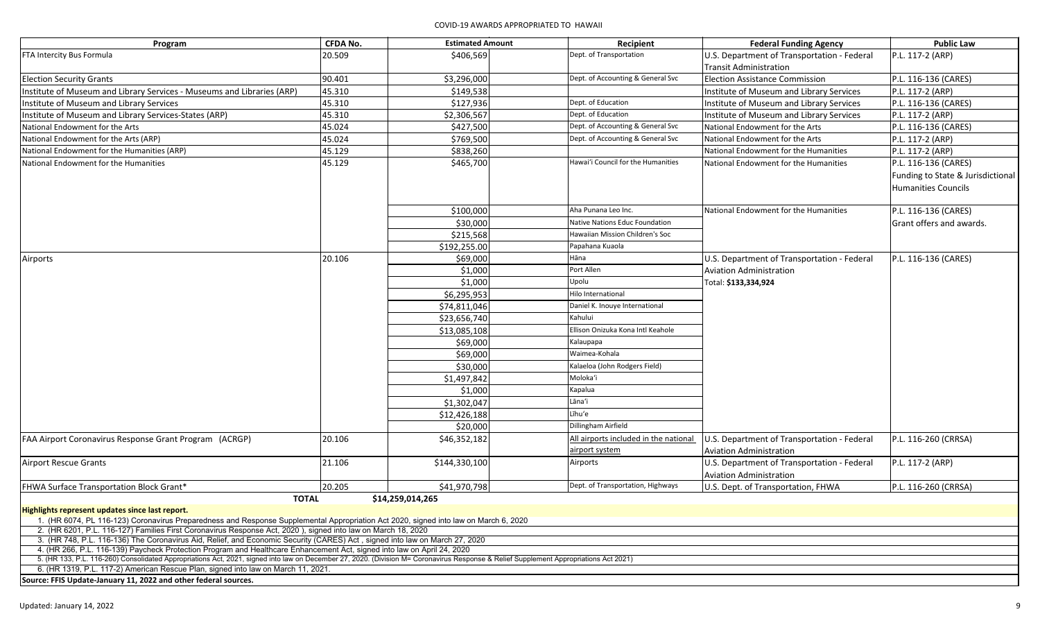# COVID-19 AWARDS APPROPRIATED TO HAWAII

| Program | CFDA No. | Estimated Amount | Recipient | Federal Funding Agency | Public Law |
|---|---|---|---|---|---|
| FTA Intercity Bus Formula | 20.509 | $406,569 | Dept. of Transportation | U.S. Department of Transportation - Federal Transit Administration | P.L. 117-2 (ARP) |
| Election Security Grants | 90.401 | $3,296,000 | Dept. of Accounting & General Svc | Election Assistance Commission | P.L. 116-136 (CARES) |
| Institute of Museum and Library Services - Museums and Libraries (ARP) | 45.310 | $149,538 | | Institute of Museum and Library Services | P.L. 117-2 (ARP) |
| Institute of Museum and Library Services | 45.310 | $127,936 | Dept. of Education | Institute of Museum and Library Services | P.L. 116-136 (CARES) |
| Institute of Museum and Library Services-States (ARP) | 45.310 | $2,306,567 | Dept. of Education | Institute of Museum and Library Services | P.L. 117-2 (ARP) |
| National Endowment for the Arts | 45.024 | $427,500 | Dept. of Accounting & General Svc | National Endowment for the Arts | P.L. 116-136 (CARES) |
| National Endowment for the Arts (ARP) | 45.024 | $769,500 | Dept. of Accounting & General Svc | National Endowment for the Arts | P.L. 117-2 (ARP) |
| National Endowment for the Humanities (ARP) | 45.129 | $838,260 | | National Endowment for the Humanities | P.L. 117-2 (ARP) |
| National Endowment for the Humanities | 45.129 | $465,700 | Hawai'i Council for the Humanities | National Endowment for the Humanities | P.L. 116-136 (CARES) Funding to State & Jurisdictional Humanities Councils |
| | | $100,000 | Aha Punana Leo Inc. | National Endowment for the Humanities | P.L. 116-136 (CARES) Grant offers and awards. |
| | | $30,000 | Native Nations Educ Foundation | | |
| | | $215,568 | Hawaiian Mission Children's Soc | | |
| | | $192,255.00 | Papahana Kuaola | | |
| Airports | 20.106 | $69,000 | Hāna | U.S. Department of Transportation - Federal Aviation Administration Total: **$133,334,924** | P.L. 116-136 (CARES) |
| | | $1,000 | Port Allen | | |
| | | $1,000 | Upolu | | |
| | | $6,295,953 | Hilo International | | |
| | | $74,811,046 | Daniel K. Inouye International | | |
| | | $23,656,740 | Kahului | | |
| | | $13,085,108 | Ellison Onizuka Kona Intl Keahole | | |
| | | $69,000 | Kalaupapa | | |
| | | $69,000 | Waimea-Kohala | | |
| | | $30,000 | Kalaeloa (John Rodgers Field) | | |
| | | $1,497,842 | Moloka'i | | |
| | | $1,000 | Kapalua | | |
| | | $1,302,047 | Lāna'i | | |
| | | $12,426,188 | Līhu'e | | |
| | | $20,000 | Dillingham Airfield | | |
| FAA Airport Coronavirus Response Grant Program (ACRGP) | 20.106 | $46,352,182 | All airports included in the national airport system | U.S. Department of Transportation - Federal Aviation Administration | P.L. 116-260 (CRRSA) |
| Airport Rescue Grants | 21.106 | $144,330,100 | Airports | U.S. Department of Transportation - Federal Aviation Administration | P.L. 117-2 (ARP) |
| FHWA Surface Transportation Block Grant* | 20.205 | $41,970,798 | Dept. of Transportation, Highways | U.S. Dept. of Transportation, FHWA | P.L. 116-260 (CRRSA) |
| **TOTAL** | | **$14,259,014,265** | | | |

**Highlights represent updates since last report.**

1. (HR 6074, PL 116-123) Coronavirus Preparedness and Response Supplemental Appropriation Act 2020, signed into law on March 6, 2020
2. (HR 6201, P.L. 116-127) Families First Coronavirus Response Act, 2020 ), signed into law on March 18, 2020
3. (HR 748, P.L. 116-136) The Coronavirus Aid, Relief, and Economic Security (CARES) Act , signed into law on March 27, 2020
4. (HR 266, P.L. 116-139) Paycheck Protection Program and Healthcare Enhancement Act, signed into law on April 24, 2020
5. (HR 133, P.L. 116-260) Consolidated Appropriations Act, 2021, signed into law on December 27, 2020. (Division M= Coronavirus Response & Relief Supplement Appropriations Act 2021)
6. (HR 1319, P.L. 117-2) American Rescue Plan, signed into law on March 11, 2021.

**Source: FFIS Update-January 11, 2022 and other federal sources.**

Updated: January 14, 2022